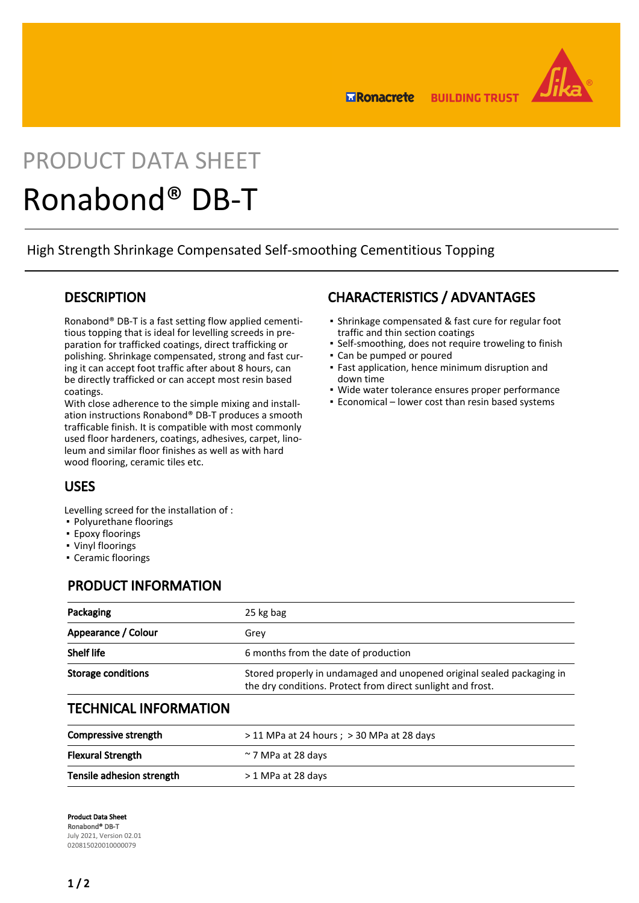PRODUCT DATA SHEET

# Ronabond® DB-T

High Strength Shrinkage Compensated Self-smoothing Cementitious Topping

## DESCRIPTION

Ronabond® DB-T is a fast setting flow applied cementitious topping that is ideal for levelling screeds in preparation for trafficked coatings, direct trafficking or polishing. Shrinkage compensated, strong and fast curing it can accept foot traffic after about 8 hours, can be directly trafficked or can accept most resin based coatings.
With close adherence to the simple mixing and installation instructions Ronabond® DB-T produces a smooth trafficable finish. It is compatible with most commonly used floor hardeners, coatings, adhesives, carpet, linoleum and similar floor finishes as well as with hard wood flooring, ceramic tiles etc.

## USES

Levelling screed for the installation of :

- Polyurethane floorings
- Epoxy floorings
- Vinyl floorings
- Ceramic floorings

## CHARACTERISTICS / ADVANTAGES

- Shrinkage compensated & fast cure for regular foot traffic and thin section coatings
- Self-smoothing, does not require troweling to finish
- Can be pumped or poured
- Fast application, hence minimum disruption and down time
- Wide water tolerance ensures proper performance
- Economical – lower cost than resin based systems

## PRODUCT INFORMATION

| | |
|---|---|
| **Packaging** | 25 kg bag |
| **Appearance / Colour** | Grey |
| **Shelf life** | 6 months from the date of production |
| **Storage conditions** | Stored properly in undamaged and unopened original sealed packaging in the dry conditions. Protect from direct sunlight and frost. |

## TECHNICAL INFORMATION

| | |
|---|---|
| **Compressive strength** | > 11 MPa at 24 hours ; > 30 MPa at 28 days |
| **Flexural Strength** | ~ 7 MPa at 28 days |
| **Tensile adhesion strength** | > 1 MPa at 28 days |

**Product Data Sheet**
Ronabond® DB-T
July 2021, Version 02.01
020815020010000079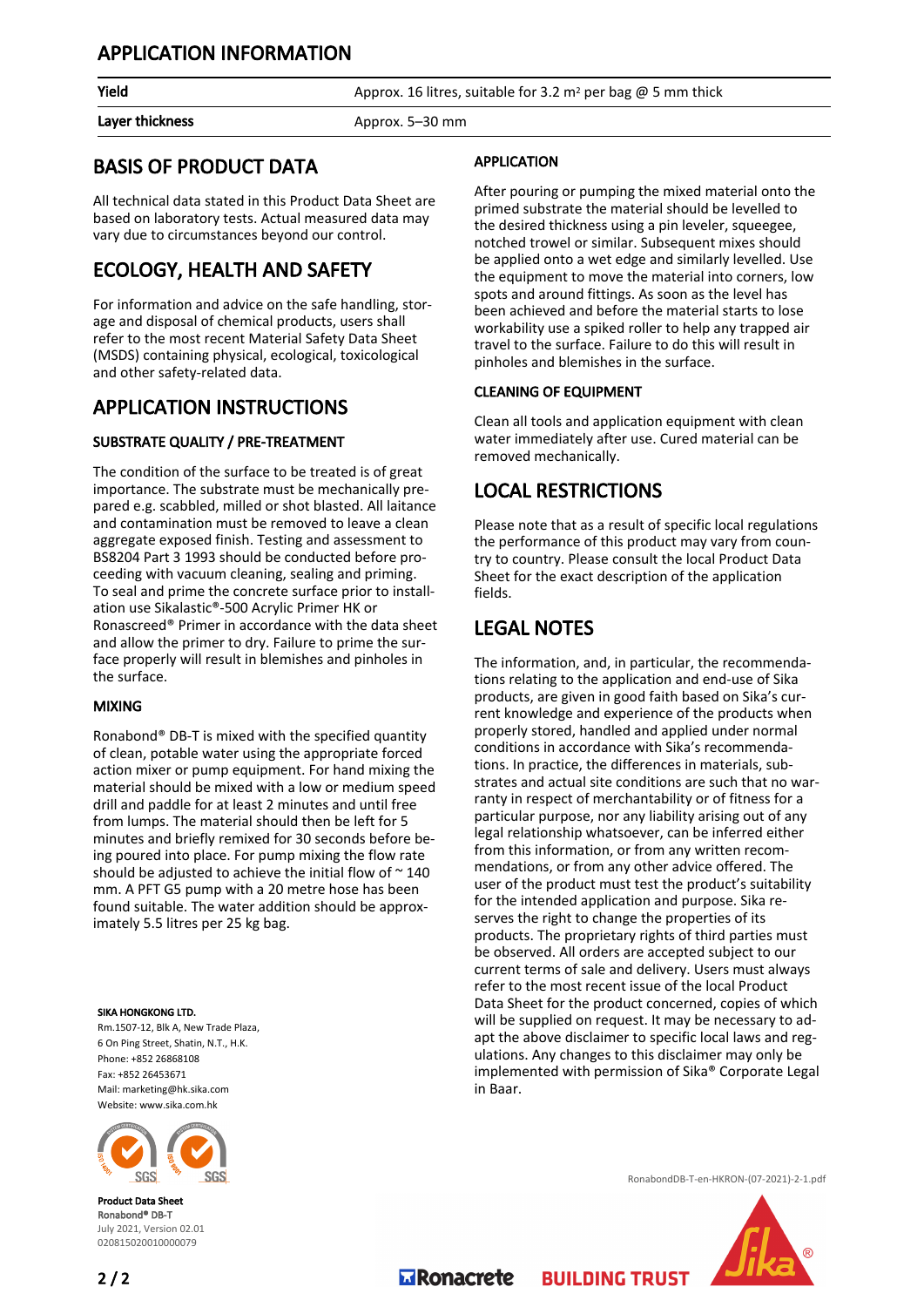## APPLICATION INFORMATION

| | |
|---|---|
| **Yield** | Approx. 16 litres, suitable for 3.2 m² per bag @ 5 mm thick |
| **Layer thickness** | Approx. 5–30 mm |

## BASIS OF PRODUCT DATA

All technical data stated in this Product Data Sheet are based on laboratory tests. Actual measured data may vary due to circumstances beyond our control.

## ECOLOGY, HEALTH AND SAFETY

For information and advice on the safe handling, storage and disposal of chemical products, users shall refer to the most recent Material Safety Data Sheet (MSDS) containing physical, ecological, toxicological and other safety-related data.

## APPLICATION INSTRUCTIONS

### SUBSTRATE QUALITY / PRE-TREATMENT

The condition of the surface to be treated is of great importance. The substrate must be mechanically prepared e.g. scabbled, milled or shot blasted. All laitance and contamination must be removed to leave a clean aggregate exposed finish. Testing and assessment to BS8204 Part 3 1993 should be conducted before proceeding with vacuum cleaning, sealing and priming. To seal and prime the concrete surface prior to installation use Sikalastic®-500 Acrylic Primer HK or Ronascreed® Primer in accordance with the data sheet and allow the primer to dry. Failure to prime the surface properly will result in blemishes and pinholes in the surface.

### MIXING

Ronabond® DB-T is mixed with the specified quantity of clean, potable water using the appropriate forced action mixer or pump equipment. For hand mixing the material should be mixed with a low or medium speed drill and paddle for at least 2 minutes and until free from lumps. The material should then be left for 5 minutes and briefly remixed for 30 seconds before being poured into place. For pump mixing the flow rate should be adjusted to achieve the initial flow of ~ 140 mm. A PFT G5 pump with a 20 metre hose has been found suitable. The water addition should be approximately 5.5 litres per 25 kg bag.

### APPLICATION

After pouring or pumping the mixed material onto the primed substrate the material should be levelled to the desired thickness using a pin leveler, squeegee, notched trowel or similar. Subsequent mixes should be applied onto a wet edge and similarly levelled. Use the equipment to move the material into corners, low spots and around fittings. As soon as the level has been achieved and before the material starts to lose workability use a spiked roller to help any trapped air travel to the surface. Failure to do this will result in pinholes and blemishes in the surface.

### CLEANING OF EQUIPMENT

Clean all tools and application equipment with clean water immediately after use. Cured material can be removed mechanically.

## LOCAL RESTRICTIONS

Please note that as a result of specific local regulations the performance of this product may vary from country to country. Please consult the local Product Data Sheet for the exact description of the application fields.

## LEGAL NOTES

The information, and, in particular, the recommendations relating to the application and end-use of Sika products, are given in good faith based on Sika's current knowledge and experience of the products when properly stored, handled and applied under normal conditions in accordance with Sika's recommendations. In practice, the differences in materials, substrates and actual site conditions are such that no warranty in respect of merchantability or of fitness for a particular purpose, nor any liability arising out of any legal relationship whatsoever, can be inferred either from this information, or from any written recommendations, or from any other advice offered. The user of the product must test the product's suitability for the intended application and purpose. Sika reserves the right to change the properties of its products. The proprietary rights of third parties must be observed. All orders are accepted subject to our current terms of sale and delivery. Users must always refer to the most recent issue of the local Product Data Sheet for the product concerned, copies of which will be supplied on request. It may be necessary to adapt the above disclaimer to specific local laws and regulations. Any changes to this disclaimer may only be implemented with permission of Sika® Corporate Legal in Baar.

**SIKA HONGKONG LTD.**
Rm.1507-12, Blk A, New Trade Plaza,
6 On Ping Street, Shatin, N.T., H.K.
Phone: +852 26868108
Fax: +852 26453671
Mail: marketing@hk.sika.com
Website: www.sika.com.hk

**Product Data Sheet**
Ronabond® DB-T
July 2021, Version 02.01
020815020010000079

RonabondDB-T-en-HKRON-(07-2021)-2-1.pdf

Ronacrete BUILDING TRUST